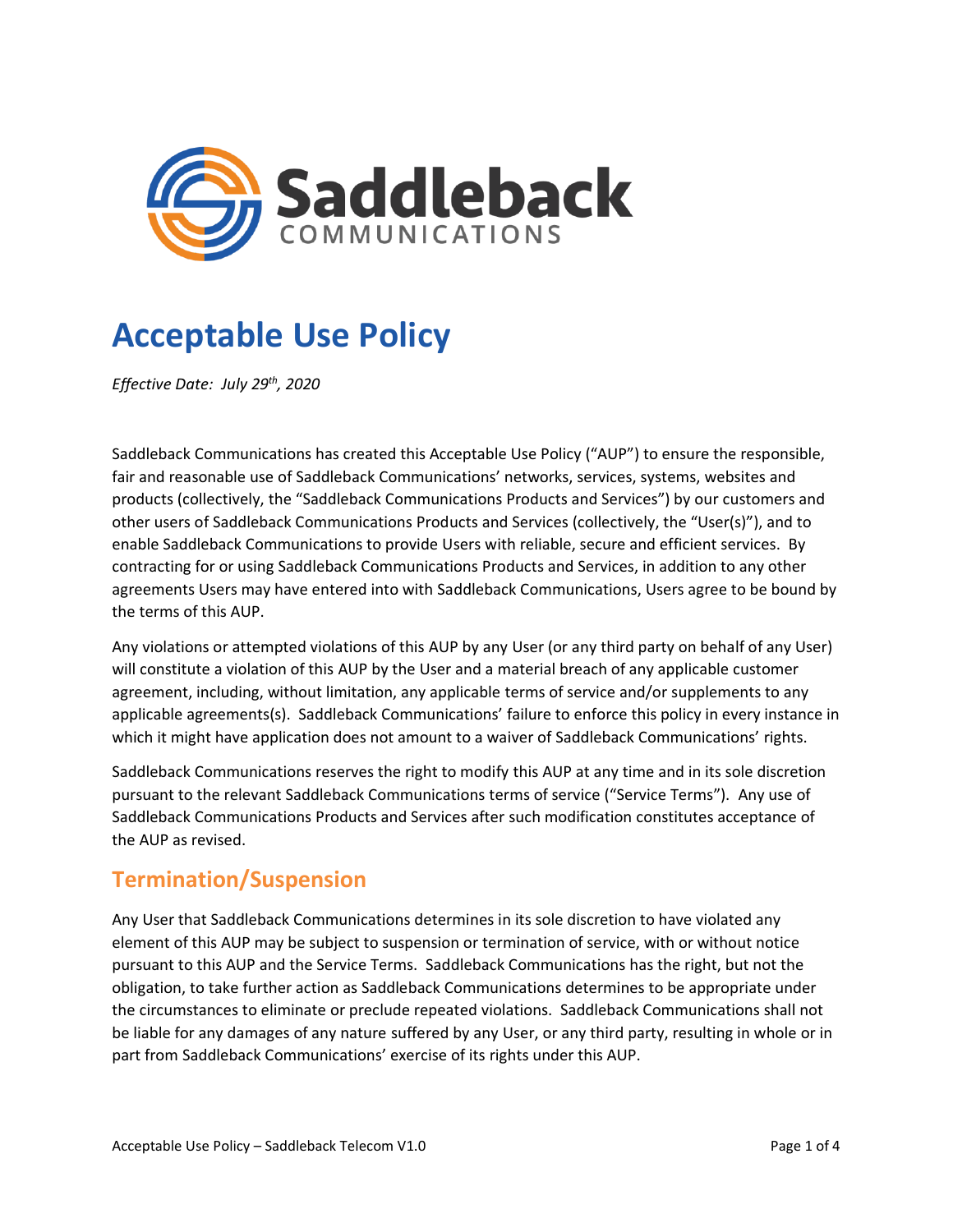# Acceptable Use Policy

*Effective Date: July 29th, 2020*

Saddleback Communications has created this Acceptable Use Policy ("AUP") to ensure the responsible, fair and reasonable use of Saddleback Communications' networks, services, systems, websites and products (collectively, the "Saddleback Communications Products and Services") by our customers and other users of Saddleback Communications Products and Services (collectively, the "User(s)"), and to enable Saddleback Communications to provide Users with reliable, secure and efficient services. By contracting for or using Saddleback Communications Products and Services, in addition to any other agreements Users may have entered into with Saddleback Communications, Users agree to be bound by the terms of this AUP.

Any violations or attempted violations of this AUP by any User (or any third party on behalf of any User) will constitute a violation of this AUP by the User and a material breach of any applicable customer agreement, including, without limitation, any applicable terms of service and/or supplements to any applicable agreements(s). Saddleback Communications' failure to enforce this policy in every instance in which it might have application does not amount to a waiver of Saddleback Communications' rights.

Saddleback Communications reserves the right to modify this AUP at any time and in its sole discretion pursuant to the relevant Saddleback Communications terms of service ("Service Terms"). Any use of Saddleback Communications Products and Services after such modification constitutes acceptance of the AUP as revised.

## Termination/Suspension

Any User that Saddleback Communications determines in its sole discretion to have violated any element of this AUP may be subject to suspension or termination of service, with or without notice pursuant to this AUP and the Service Terms. Saddleback Communications has the right, but not the obligation, to take further action as Saddleback Communications determines to be appropriate under the circumstances to eliminate or preclude repeated violations. Saddleback Communications shall not be liable for any damages of any nature suffered by any User, or any third party, resulting in whole or in part from Saddleback Communications' exercise of its rights under this AUP.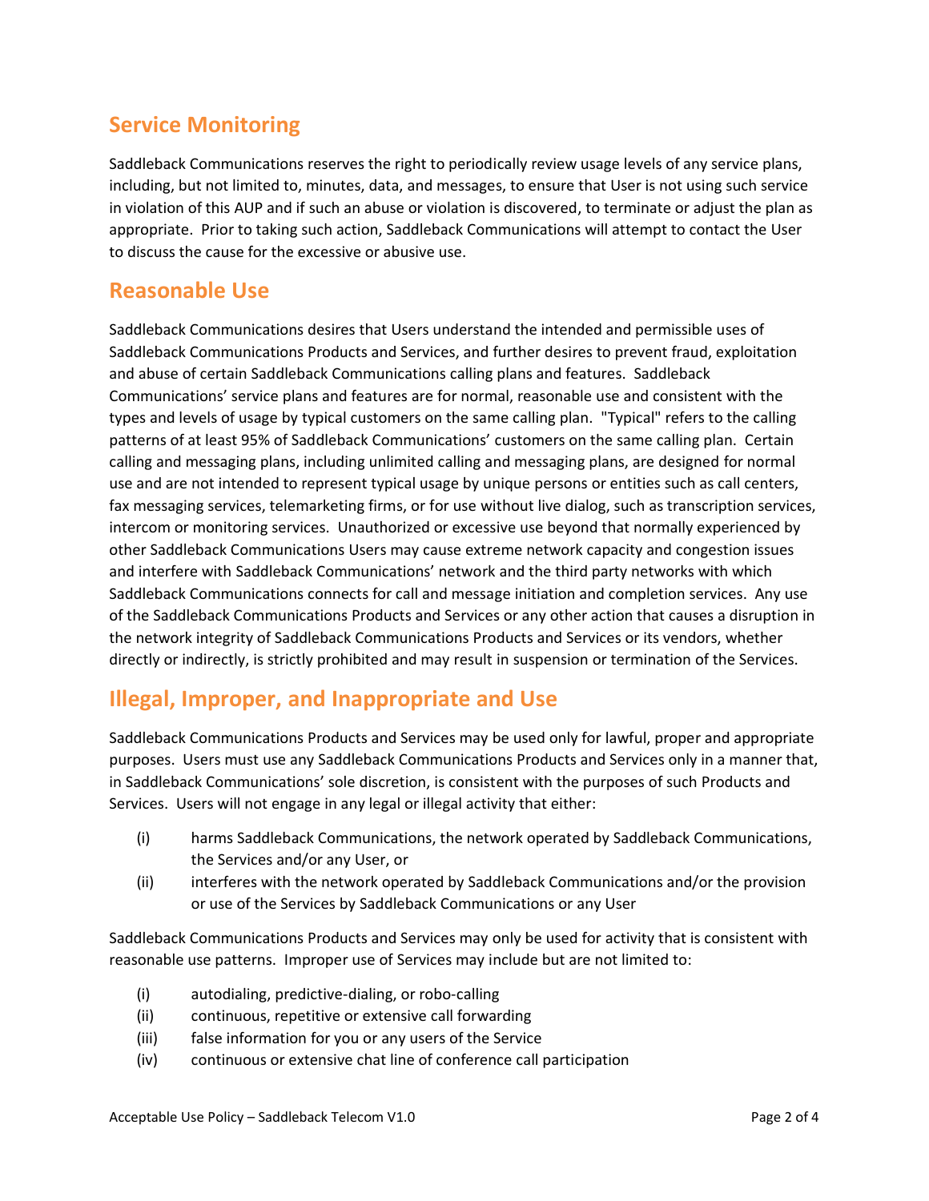## Service Monitoring

Saddleback Communications reserves the right to periodically review usage levels of any service plans, including, but not limited to, minutes, data, and messages, to ensure that User is not using such service in violation of this AUP and if such an abuse or violation is discovered, to terminate or adjust the plan as appropriate. Prior to taking such action, Saddleback Communications will attempt to contact the User to discuss the cause for the excessive or abusive use.

## Reasonable Use

Saddleback Communications desires that Users understand the intended and permissible uses of Saddleback Communications Products and Services, and further desires to prevent fraud, exploitation and abuse of certain Saddleback Communications calling plans and features. Saddleback Communications' service plans and features are for normal, reasonable use and consistent with the types and levels of usage by typical customers on the same calling plan. "Typical" refers to the calling patterns of at least 95% of Saddleback Communications' customers on the same calling plan. Certain calling and messaging plans, including unlimited calling and messaging plans, are designed for normal use and are not intended to represent typical usage by unique persons or entities such as call centers, fax messaging services, telemarketing firms, or for use without live dialog, such as transcription services, intercom or monitoring services. Unauthorized or excessive use beyond that normally experienced by other Saddleback Communications Users may cause extreme network capacity and congestion issues and interfere with Saddleback Communications' network and the third party networks with which Saddleback Communications connects for call and message initiation and completion services. Any use of the Saddleback Communications Products and Services or any other action that causes a disruption in the network integrity of Saddleback Communications Products and Services or its vendors, whether directly or indirectly, is strictly prohibited and may result in suspension or termination of the Services.

## Illegal, Improper, and Inappropriate and Use

Saddleback Communications Products and Services may be used only for lawful, proper and appropriate purposes. Users must use any Saddleback Communications Products and Services only in a manner that, in Saddleback Communications' sole discretion, is consistent with the purposes of such Products and Services. Users will not engage in any legal or illegal activity that either:

- (i) harms Saddleback Communications, the network operated by Saddleback Communications, the Services and/or any User, or
- (ii) interferes with the network operated by Saddleback Communications and/or the provision or use of the Services by Saddleback Communications or any User

Saddleback Communications Products and Services may only be used for activity that is consistent with reasonable use patterns. Improper use of Services may include but are not limited to:

- (i) autodialing, predictive-dialing, or robo-calling
- (ii) continuous, repetitive or extensive call forwarding
- (iii) false information for you or any users of the Service
- (iv) continuous or extensive chat line of conference call participation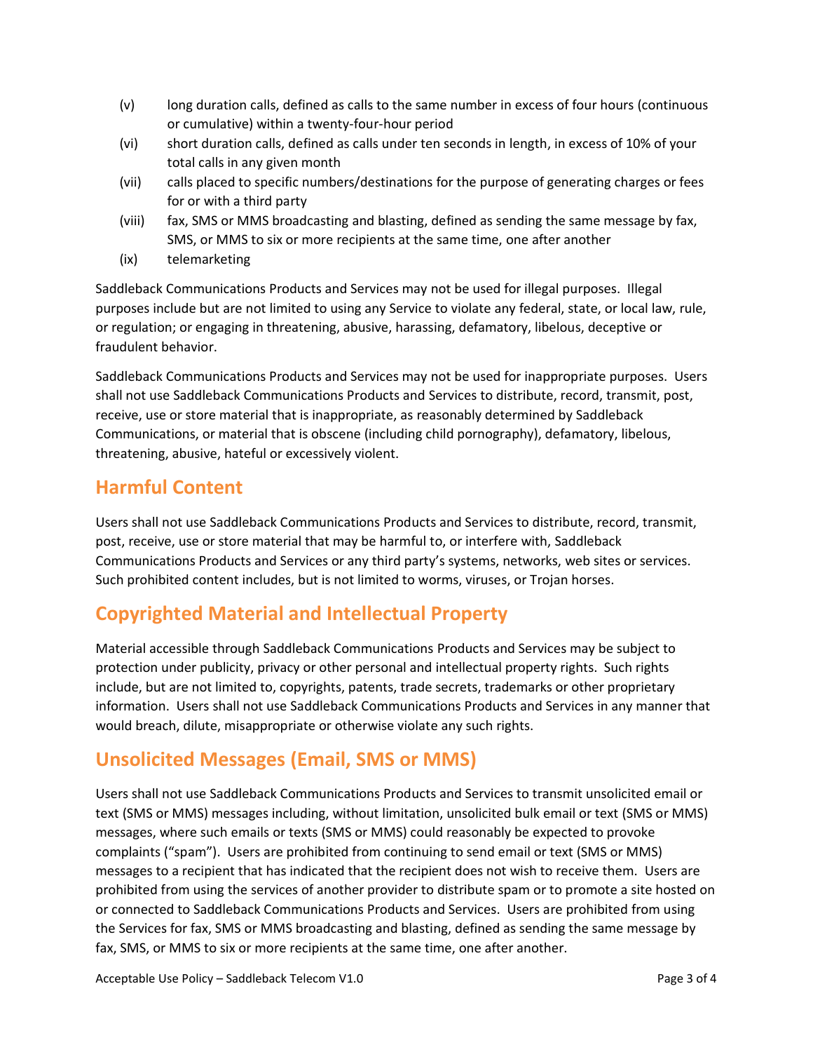(v) long duration calls, defined as calls to the same number in excess of four hours (continuous or cumulative) within a twenty-four-hour period

(vi) short duration calls, defined as calls under ten seconds in length, in excess of 10% of your total calls in any given month

(vii) calls placed to specific numbers/destinations for the purpose of generating charges or fees for or with a third party

(viii) fax, SMS or MMS broadcasting and blasting, defined as sending the same message by fax, SMS, or MMS to six or more recipients at the same time, one after another

(ix) telemarketing

Saddleback Communications Products and Services may not be used for illegal purposes. Illegal purposes include but are not limited to using any Service to violate any federal, state, or local law, rule, or regulation; or engaging in threatening, abusive, harassing, defamatory, libelous, deceptive or fraudulent behavior.

Saddleback Communications Products and Services may not be used for inappropriate purposes. Users shall not use Saddleback Communications Products and Services to distribute, record, transmit, post, receive, use or store material that is inappropriate, as reasonably determined by Saddleback Communications, or material that is obscene (including child pornography), defamatory, libelous, threatening, abusive, hateful or excessively violent.

## Harmful Content

Users shall not use Saddleback Communications Products and Services to distribute, record, transmit, post, receive, use or store material that may be harmful to, or interfere with, Saddleback Communications Products and Services or any third party's systems, networks, web sites or services. Such prohibited content includes, but is not limited to worms, viruses, or Trojan horses.

## Copyrighted Material and Intellectual Property

Material accessible through Saddleback Communications Products and Services may be subject to protection under publicity, privacy or other personal and intellectual property rights. Such rights include, but are not limited to, copyrights, patents, trade secrets, trademarks or other proprietary information. Users shall not use Saddleback Communications Products and Services in any manner that would breach, dilute, misappropriate or otherwise violate any such rights.

## Unsolicited Messages (Email, SMS or MMS)

Users shall not use Saddleback Communications Products and Services to transmit unsolicited email or text (SMS or MMS) messages including, without limitation, unsolicited bulk email or text (SMS or MMS) messages, where such emails or texts (SMS or MMS) could reasonably be expected to provoke complaints ("spam"). Users are prohibited from continuing to send email or text (SMS or MMS) messages to a recipient that has indicated that the recipient does not wish to receive them. Users are prohibited from using the services of another provider to distribute spam or to promote a site hosted on or connected to Saddleback Communications Products and Services. Users are prohibited from using the Services for fax, SMS or MMS broadcasting and blasting, defined as sending the same message by fax, SMS, or MMS to six or more recipients at the same time, one after another.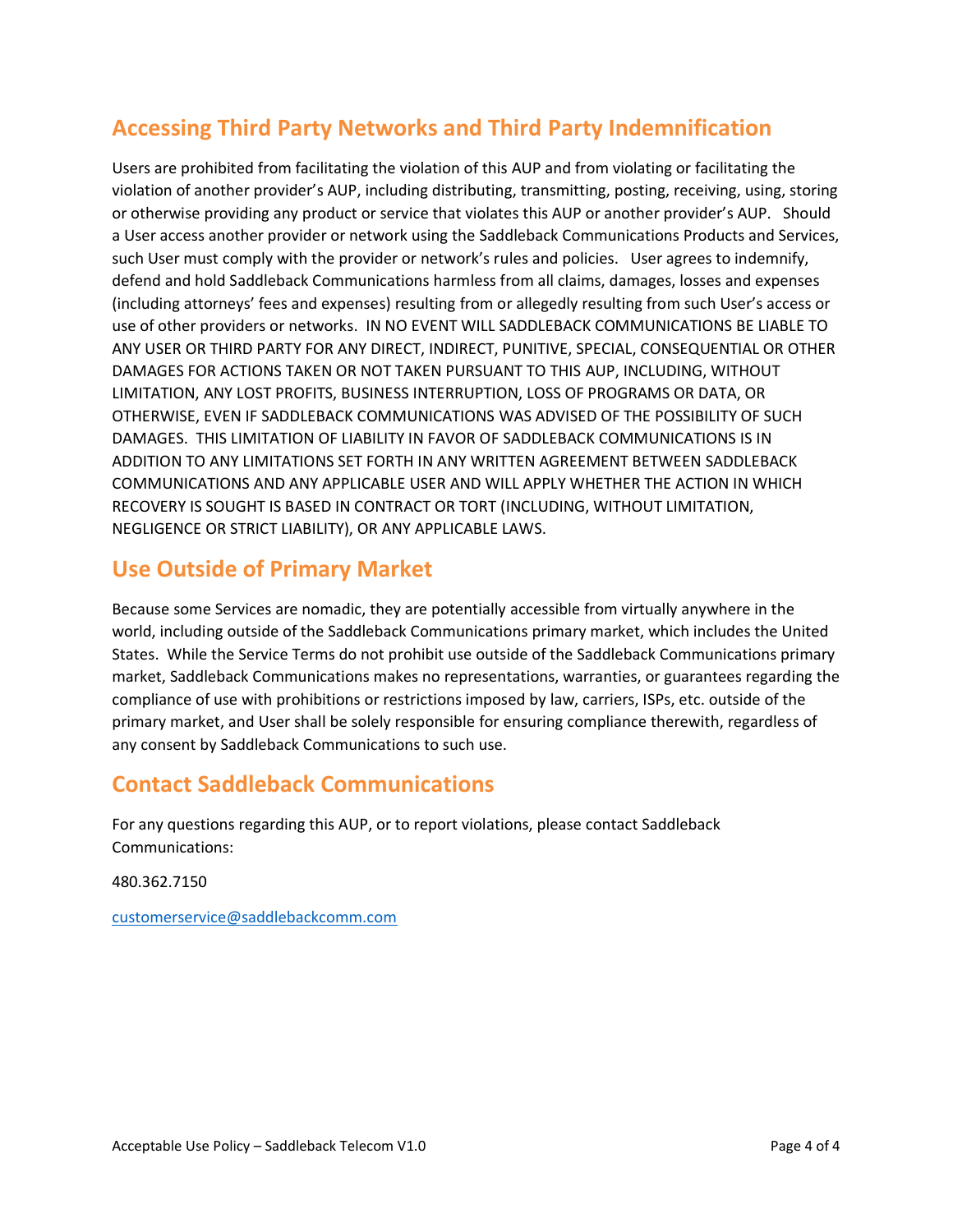## Accessing Third Party Networks and Third Party Indemnification

Users are prohibited from facilitating the violation of this AUP and from violating or facilitating the violation of another provider's AUP, including distributing, transmitting, posting, receiving, using, storing or otherwise providing any product or service that violates this AUP or another provider's AUP. Should a User access another provider or network using the Saddleback Communications Products and Services, such User must comply with the provider or network's rules and policies. User agrees to indemnify, defend and hold Saddleback Communications harmless from all claims, damages, losses and expenses (including attorneys' fees and expenses) resulting from or allegedly resulting from such User's access or use of other providers or networks. IN NO EVENT WILL SADDLEBACK COMMUNICATIONS BE LIABLE TO ANY USER OR THIRD PARTY FOR ANY DIRECT, INDIRECT, PUNITIVE, SPECIAL, CONSEQUENTIAL OR OTHER DAMAGES FOR ACTIONS TAKEN OR NOT TAKEN PURSUANT TO THIS AUP, INCLUDING, WITHOUT LIMITATION, ANY LOST PROFITS, BUSINESS INTERRUPTION, LOSS OF PROGRAMS OR DATA, OR OTHERWISE, EVEN IF SADDLEBACK COMMUNICATIONS WAS ADVISED OF THE POSSIBILITY OF SUCH DAMAGES. THIS LIMITATION OF LIABILITY IN FAVOR OF SADDLEBACK COMMUNICATIONS IS IN ADDITION TO ANY LIMITATIONS SET FORTH IN ANY WRITTEN AGREEMENT BETWEEN SADDLEBACK COMMUNICATIONS AND ANY APPLICABLE USER AND WILL APPLY WHETHER THE ACTION IN WHICH RECOVERY IS SOUGHT IS BASED IN CONTRACT OR TORT (INCLUDING, WITHOUT LIMITATION, NEGLIGENCE OR STRICT LIABILITY), OR ANY APPLICABLE LAWS.

## Use Outside of Primary Market

Because some Services are nomadic, they are potentially accessible from virtually anywhere in the world, including outside of the Saddleback Communications primary market, which includes the United States. While the Service Terms do not prohibit use outside of the Saddleback Communications primary market, Saddleback Communications makes no representations, warranties, or guarantees regarding the compliance of use with prohibitions or restrictions imposed by law, carriers, ISPs, etc. outside of the primary market, and User shall be solely responsible for ensuring compliance therewith, regardless of any consent by Saddleback Communications to such use.

## Contact Saddleback Communications

For any questions regarding this AUP, or to report violations, please contact Saddleback Communications:

480.362.7150

customerservice@saddlebackcomm.com